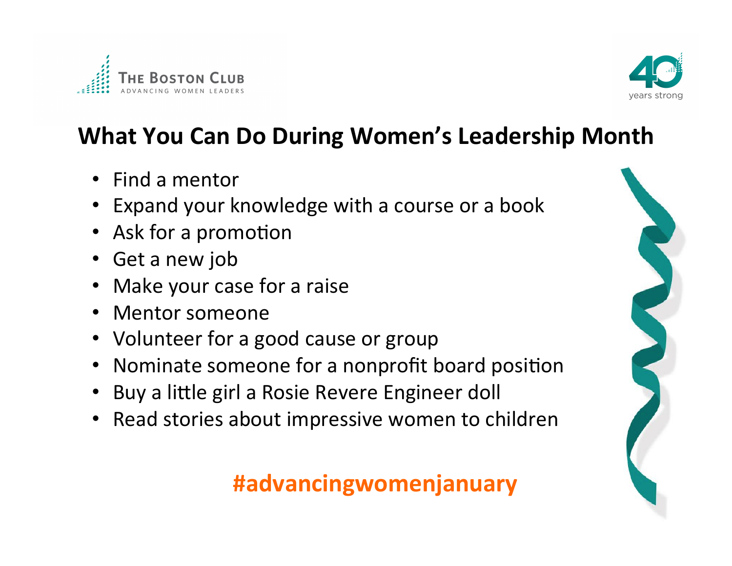THE BOSTON CLUB
ADVANCING WOMEN LEADERS

40 years strong

# What You Can Do During Women's Leadership Month

- Find a mentor
- Expand your knowledge with a course or a book
- Ask for a promotion
- Get a new job
- Make your case for a raise
- Mentor someone
- Volunteer for a good cause or group
- Nominate someone for a nonprofit board position
- Buy a little girl a Rosie Revere Engineer doll
- Read stories about impressive women to children

**#advancingwomenjanuary**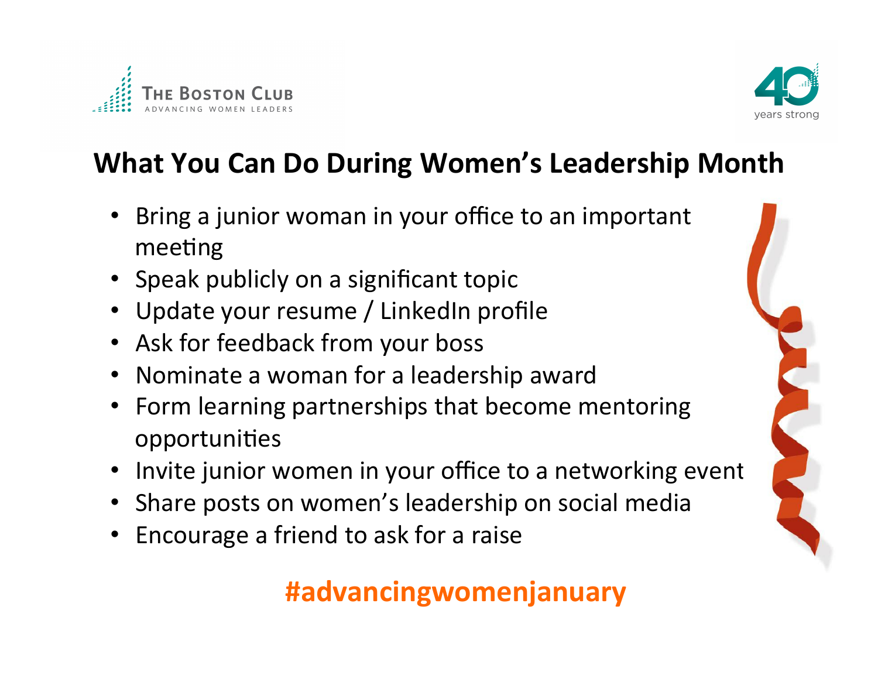The Boston Club
ADVANCING WOMEN LEADERS

40 years strong

## What You Can Do During Women's Leadership Month

- Bring a junior woman in your office to an important meeting
- Speak publicly on a significant topic
- Update your resume / LinkedIn profile
- Ask for feedback from your boss
- Nominate a woman for a leadership award
- Form learning partnerships that become mentoring opportunities
- Invite junior women in your office to a networking event
- Share posts on women's leadership on social media
- Encourage a friend to ask for a raise

**#advancingwomenjanuary**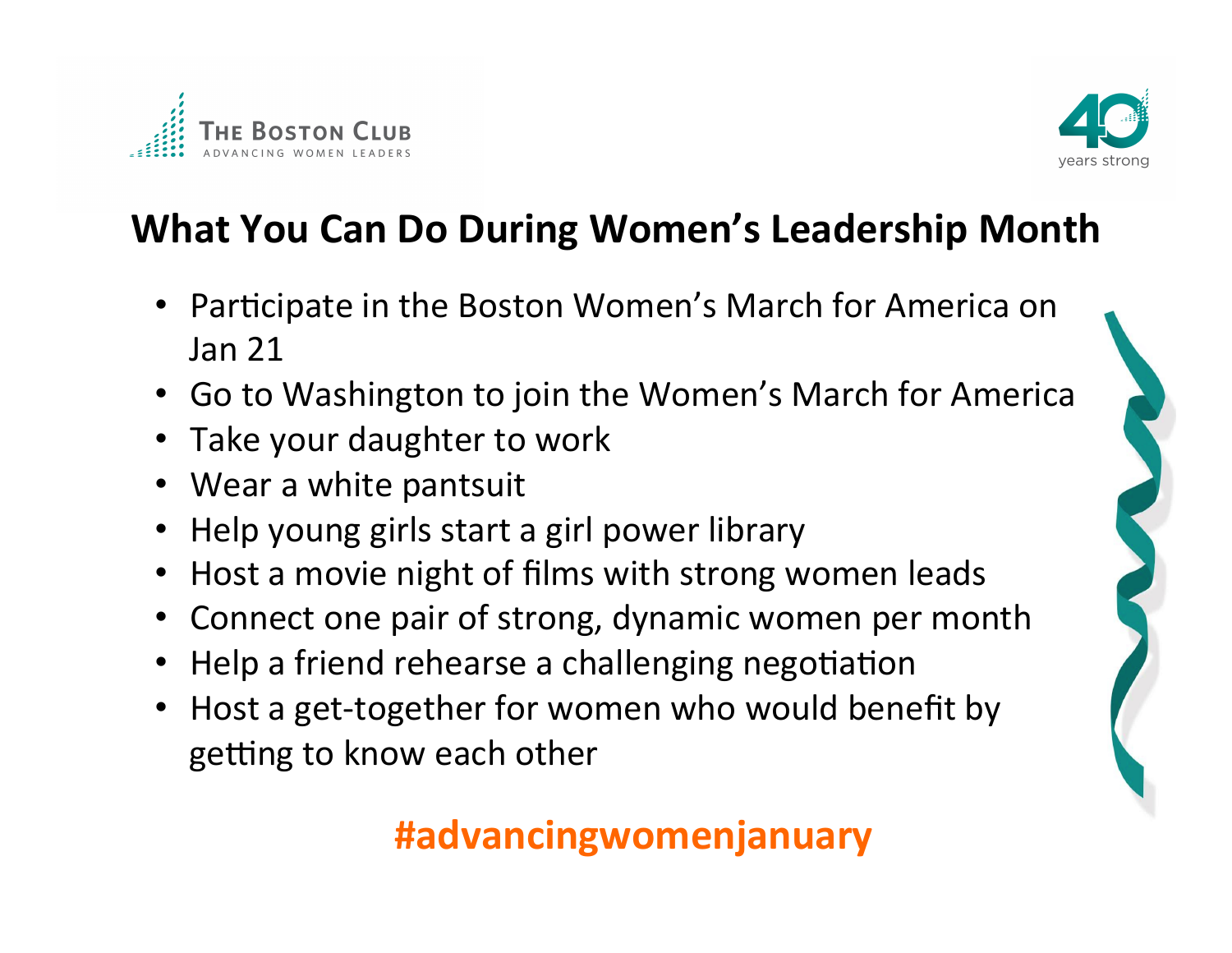THE BOSTON CLUB
ADVANCING WOMEN LEADERS

40 years strong

## What You Can Do During Women's Leadership Month

- Participate in the Boston Women's March for America on Jan 21
- Go to Washington to join the Women's March for America
- Take your daughter to work
- Wear a white pantsuit
- Help young girls start a girl power library
- Host a movie night of films with strong women leads
- Connect one pair of strong, dynamic women per month
- Help a friend rehearse a challenging negotiation
- Host a get-together for women who would benefit by getting to know each other

**#advancingwomenjanuary**